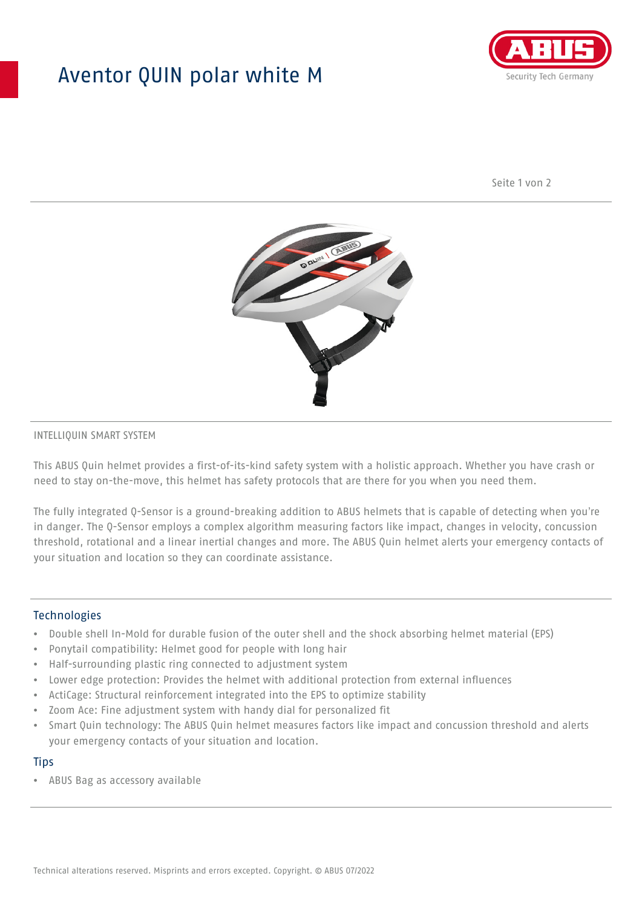# Aventor QUIN polar white M

INTELLIQUIN SMART SYSTEM

This ABUS Quin helmet provides a first-of-its-kind safety system with a holistic approach. Whether you have crash or need to stay on-the-move, this helmet has safety protocols that are there for you when you need them.

The fully integrated Q-Sensor is a ground-breaking addition to ABUS helmets that is capable of detecting when you're in danger. The Q-Sensor employs a complex algorithm measuring factors like impact, changes in velocity, concussion threshold, rotational and a linear inertial changes and more. The ABUS Quin helmet alerts your emergency contacts of your situation and location so they can coordinate assistance.

## Technologies

- Double shell In-Mold for durable fusion of the outer shell and the shock absorbing helmet material (EPS)
- Ponytail compatibility: Helmet good for people with long hair
- Half-surrounding plastic ring connected to adjustment system
- Lower edge protection: Provides the helmet with additional protection from external influences
- ActiCage: Structural reinforcement integrated into the EPS to optimize stability
- Zoom Ace: Fine adjustment system with handy dial for personalized fit
- Smart Quin technology: The ABUS Quin helmet measures factors like impact and concussion threshold and alerts your emergency contacts of your situation and location.

## Tips

- ABUS Bag as accessory available

Technical alterations reserved. Misprints and errors excepted. Copyright. © ABUS 07/2022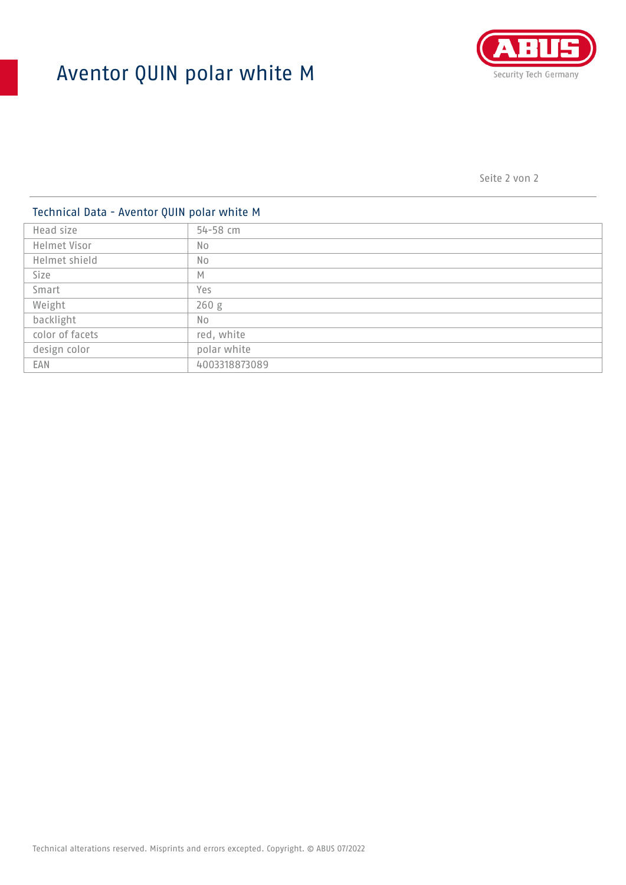## Technical Data - Aventor QUIN polar white M

| | |
|---|---|
| Head size | 54-58 cm |
| Helmet Visor | No |
| Helmet shield | No |
| Size | M |
| Smart | Yes |
| Weight | 260 g |
| backlight | No |
| color of facets | red, white |
| design color | polar white |
| EAN | 4003318873089 |

Technical alterations reserved. Misprints and errors excepted. Copyright. © ABUS 07/2022